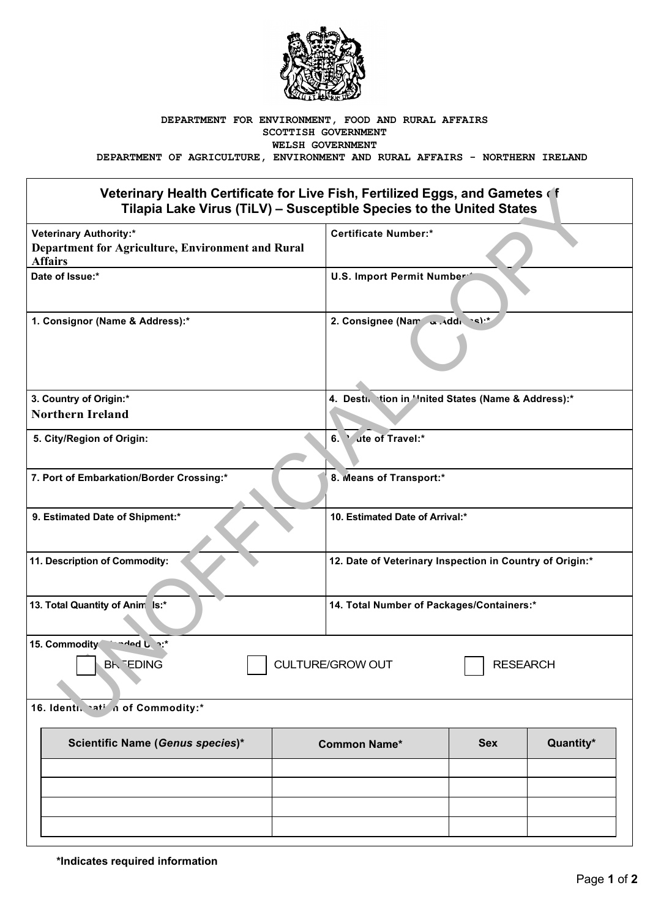DEPARTMENT FOR ENVIRONMENT, FOOD AND RURAL AFFAIRS
SCOTTISH GOVERNMENT
WELSH GOVERNMENT
DEPARTMENT OF AGRICULTURE, ENVIRONMENT AND RURAL AFFAIRS - NORTHERN IRELAND

# Veterinary Health Certificate for Live Fish, Fertilized Eggs, and Gametes of Tilapia Lake Virus (TiLV) – Susceptible Species to the United States

UNOFFICIAL COPY

| | |
|---|---|
| **Veterinary Authority:*** Department for Agriculture, Environment and Rural Affairs | **Certificate Number:*** |
| **Date of Issue:*** | **U.S. Import Permit Number:*** |
| **1. Consignor (Name & Address):*** | **2. Consignee (Name & Address):*** |
| **3. Country of Origin:*** Northern Ireland | **4. Destination in United States (Name & Address):*** |
| **5. City/Region of Origin:** | **6. Route of Travel:*** |
| **7. Port of Embarkation/Border Crossing:*** | **8. Means of Transport:*** |
| **9. Estimated Date of Shipment:*** | **10. Estimated Date of Arrival:*** |
| **11. Description of Commodity:** | **12. Date of Veterinary Inspection in Country of Origin:*** |
| **13. Total Quantity of Animals:*** | **14. Total Number of Packages/Containers:*** |

**15. Commodity Intended Use:***

☐ BREEDING ☐ CULTURE/GROW OUT ☐ RESEARCH

**16. Identification of Commodity:***

| Scientific Name (*Genus species*)* | Common Name* | Sex | Quantity* |
|---|---|---|---|
| | | | |
| | | | |
| | | | |
| | | | |

***Indicates required information**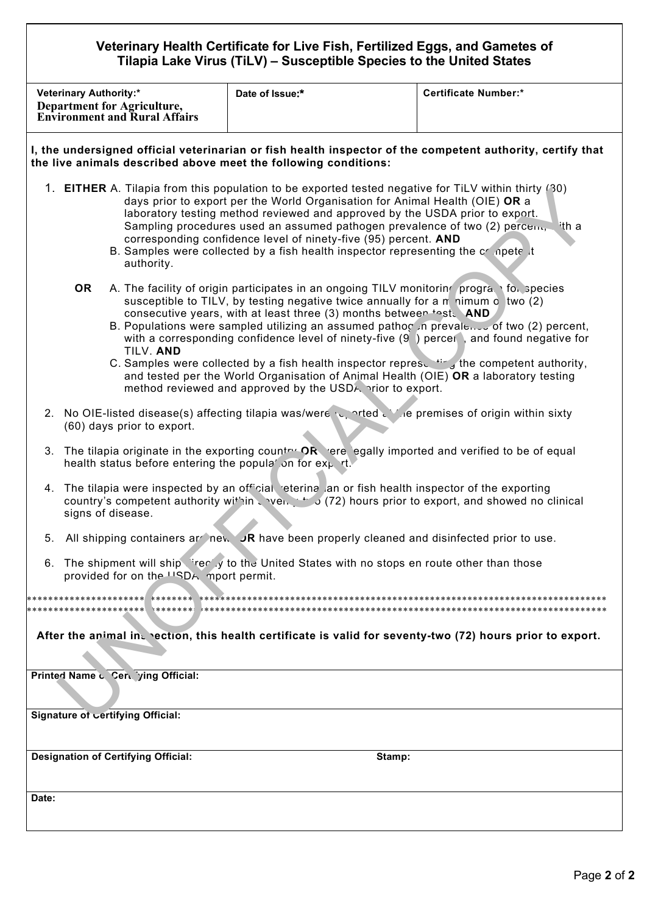# Veterinary Health Certificate for Live Fish, Fertilized Eggs, and Gametes of Tilapia Lake Virus (TiLV) – Susceptible Species to the United States

| Veterinary Authority:* | Date of Issue:* | Certificate Number:* |
|---|---|---|
| Department for Agriculture, Environment and Rural Affairs | | |

**I, the undersigned official veterinarian or fish health inspector of the competent authority, certify that the live animals described above meet the following conditions:**

1. **EITHER** A. Tilapia from this population to be exported tested negative for TiLV within thirty (30) days prior to export per the World Organisation for Animal Health (OIE) **OR** a laboratory testing method reviewed and approved by the USDA prior to export. Sampling procedures used an assumed pathogen prevalence of two (2) percent, with a corresponding confidence level of ninety-five (95) percent. **AND**

   B. Samples were collected by a fish health inspector representing the competent authority.

   **OR** A. The facility of origin participates in an ongoing TILV monitoring program for species susceptible to TILV, by testing negative twice annually for a minimum of two (2) consecutive years, with at least three (3) months between tests. **AND**

   B. Populations were sampled utilizing an assumed pathogen prevalence of two (2) percent, with a corresponding confidence level of ninety-five (95) percent, and found negative for TILV. **AND**

   C. Samples were collected by a fish health inspector representing the competent authority, and tested per the World Organisation of Animal Health (OIE) **OR** a laboratory testing method reviewed and approved by the USDA prior to export.

2. No OIE-listed disease(s) affecting tilapia was/were reported at the premises of origin within sixty (60) days prior to export.

3. The tilapia originate in the exporting country **OR** were legally imported and verified to be of equal health status before entering the population for export.

4. The tilapia were inspected by an official veterinarian or fish health inspector of the exporting country's competent authority within seventy-two (72) hours prior to export, and showed no clinical signs of disease.

5. All shipping containers are new **OR** have been properly cleaned and disinfected prior to use.

6. The shipment will ship directly to the United States with no stops en route other than those provided for on the USDA import permit.

****************************************************************************************************
****************************************************************************************************

**After the animal inspection, this health certificate is valid for seventy-two (72) hours prior to export.**

| | |
|---|---|
| **Printed Name of Certifying Official:** | |
| **Signature of Certifying Official:** | |
| **Designation of Certifying Official:** | **Stamp:** |
| **Date:** | |

UNOFFICIAL COPY